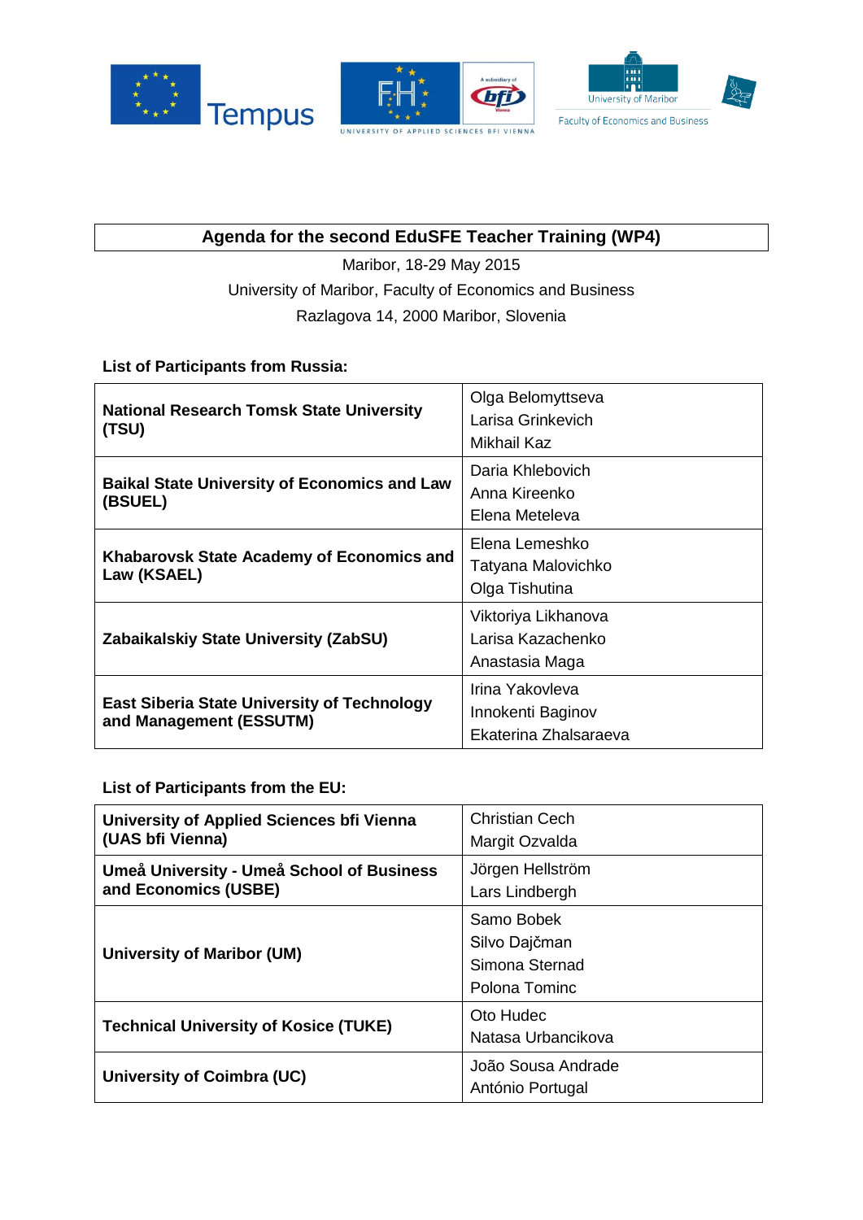## Agenda for the second EduSFE Teacher Training (WP4)

Maribor, 18-29 May 2015

University of Maribor, Faculty of Economics and Business

Razlagova 14, 2000 Maribor, Slovenia

**List of Participants from Russia:**

| | |
|---|---|
| **National Research Tomsk State University (TSU)** | Olga Belomyttseva<br>Larisa Grinkevich<br>Mikhail Kaz |
| **Baikal State University of Economics and Law (BSUEL)** | Daria Khlebovich<br>Anna Kireenko<br>Elena Meteleva |
| **Khabarovsk State Academy of Economics and Law (KSAEL)** | Elena Lemeshko<br>Tatyana Malovichko<br>Olga Tishutina |
| **Zabaikalskiy State University (ZabSU)** | Viktoriya Likhanova<br>Larisa Kazachenko<br>Anastasia Maga |
| **East Siberia State University of Technology and Management (ESSUTM)** | Irina Yakovleva<br>Innokenti Baginov<br>Ekaterina Zhalsaraeva |

**List of Participants from the EU:**

| | |
|---|---|
| **University of Applied Sciences bfi Vienna (UAS bfi Vienna)** | Christian Cech<br>Margit Ozvalda |
| **Umeå University - Umeå School of Business and Economics (USBE)** | Jörgen Hellström<br>Lars Lindbergh |
| **University of Maribor (UM)** | Samo Bobek<br>Silvo Dajčman<br>Simona Sternad<br>Polona Tominc |
| **Technical University of Kosice (TUKE)** | Oto Hudec<br>Natasa Urbancikova |
| **University of Coimbra (UC)** | João Sousa Andrade<br>António Portugal |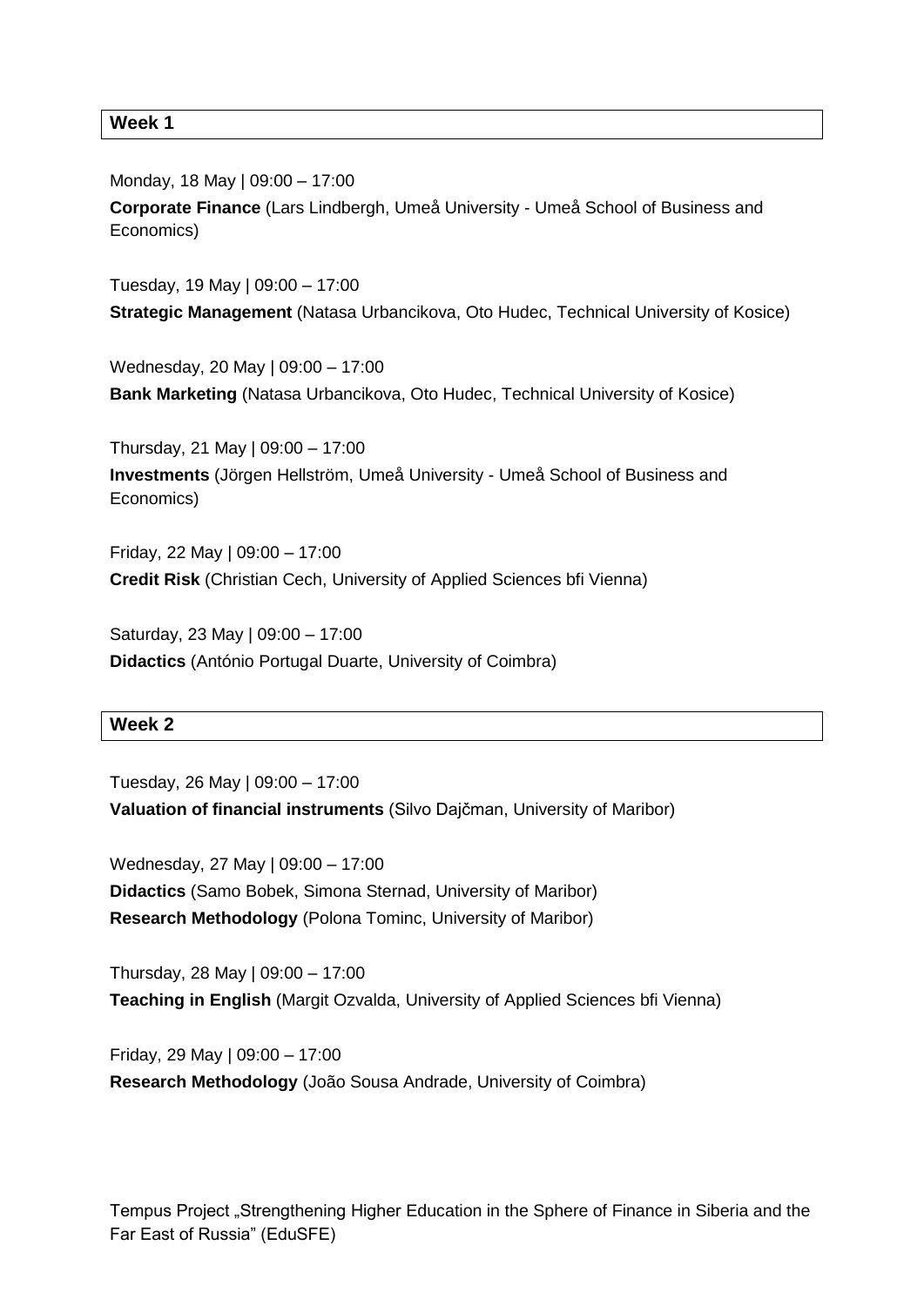## Week 1

Monday, 18 May | 09:00 – 17:00
**Corporate Finance** (Lars Lindbergh, Umeå University - Umeå School of Business and Economics)

Tuesday, 19 May | 09:00 – 17:00
**Strategic Management** (Natasa Urbancikova, Oto Hudec, Technical University of Kosice)

Wednesday, 20 May | 09:00 – 17:00
**Bank Marketing** (Natasa Urbancikova, Oto Hudec, Technical University of Kosice)

Thursday, 21 May | 09:00 – 17:00
**Investments** (Jörgen Hellström, Umeå University - Umeå School of Business and Economics)

Friday, 22 May | 09:00 – 17:00
**Credit Risk** (Christian Cech, University of Applied Sciences bfi Vienna)

Saturday, 23 May | 09:00 – 17:00
**Didactics** (António Portugal Duarte, University of Coimbra)

## Week 2

Tuesday, 26 May | 09:00 – 17:00
**Valuation of financial instruments** (Silvo Dajčman, University of Maribor)

Wednesday, 27 May | 09:00 – 17:00
**Didactics** (Samo Bobek, Simona Sternad, University of Maribor)
**Research Methodology** (Polona Tominc, University of Maribor)

Thursday, 28 May | 09:00 – 17:00
**Teaching in English** (Margit Ozvalda, University of Applied Sciences bfi Vienna)

Friday, 29 May | 09:00 – 17:00
**Research Methodology** (João Sousa Andrade, University of Coimbra)

Tempus Project „Strengthening Higher Education in the Sphere of Finance in Siberia and the Far East of Russia" (EduSFE)